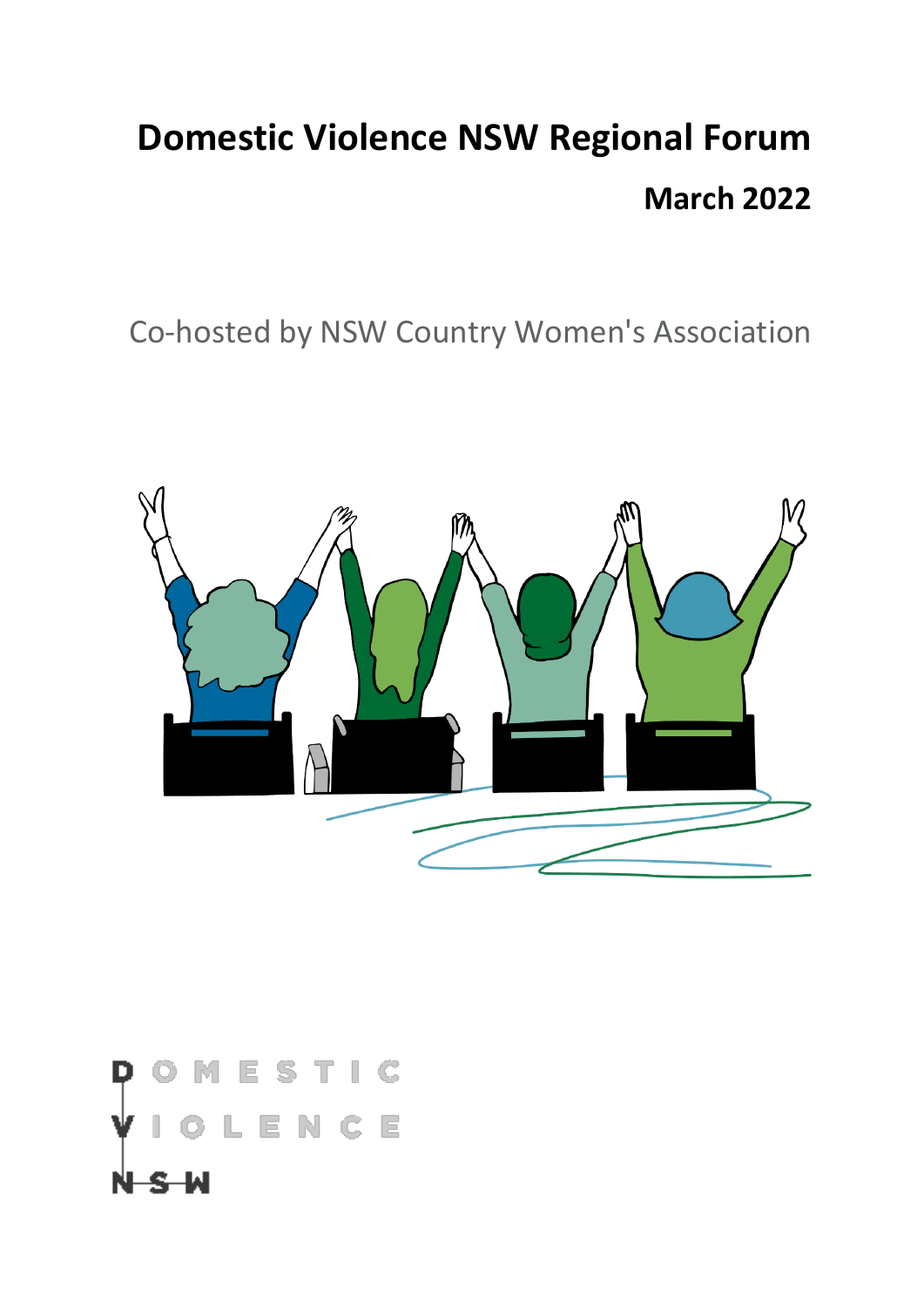# Domestic Violence NSW Regional Forum

## March 2022

Co-hosted by NSW Country Women's Association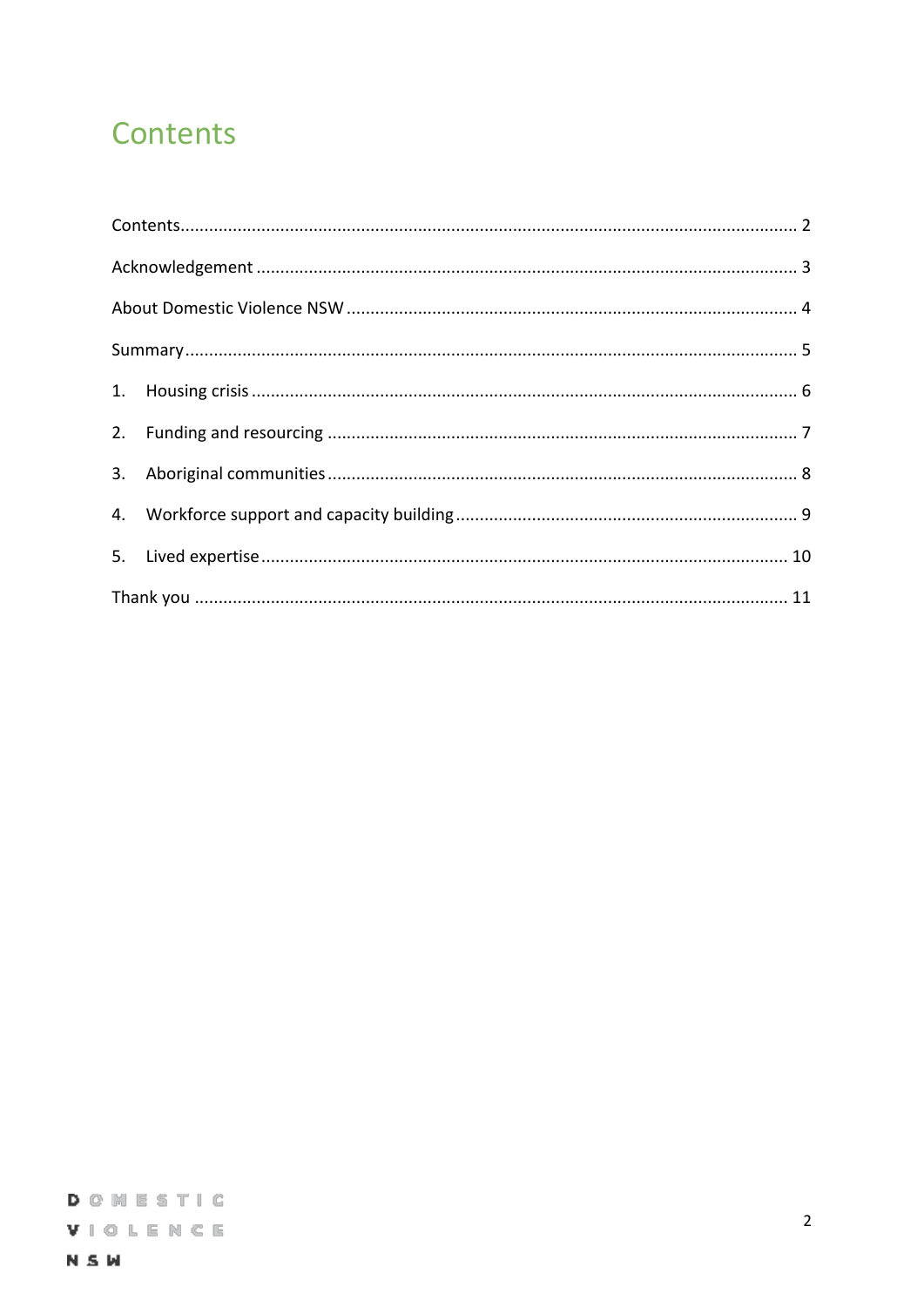# Contents

Contents........................................................................................................................ 2

Acknowledgement ......................................................................................................... 3

About Domestic Violence NSW ...................................................................................... 4

Summary........................................................................................................................ 5

1. Housing crisis ........................................................................................................... 6

2. Funding and resourcing ........................................................................................... 7

3. Aboriginal communities ........................................................................................... 8

4. Workforce support and capacity building ................................................................. 9

5. Lived expertise ....................................................................................................... 10

Thank you ................................................................................................................... 11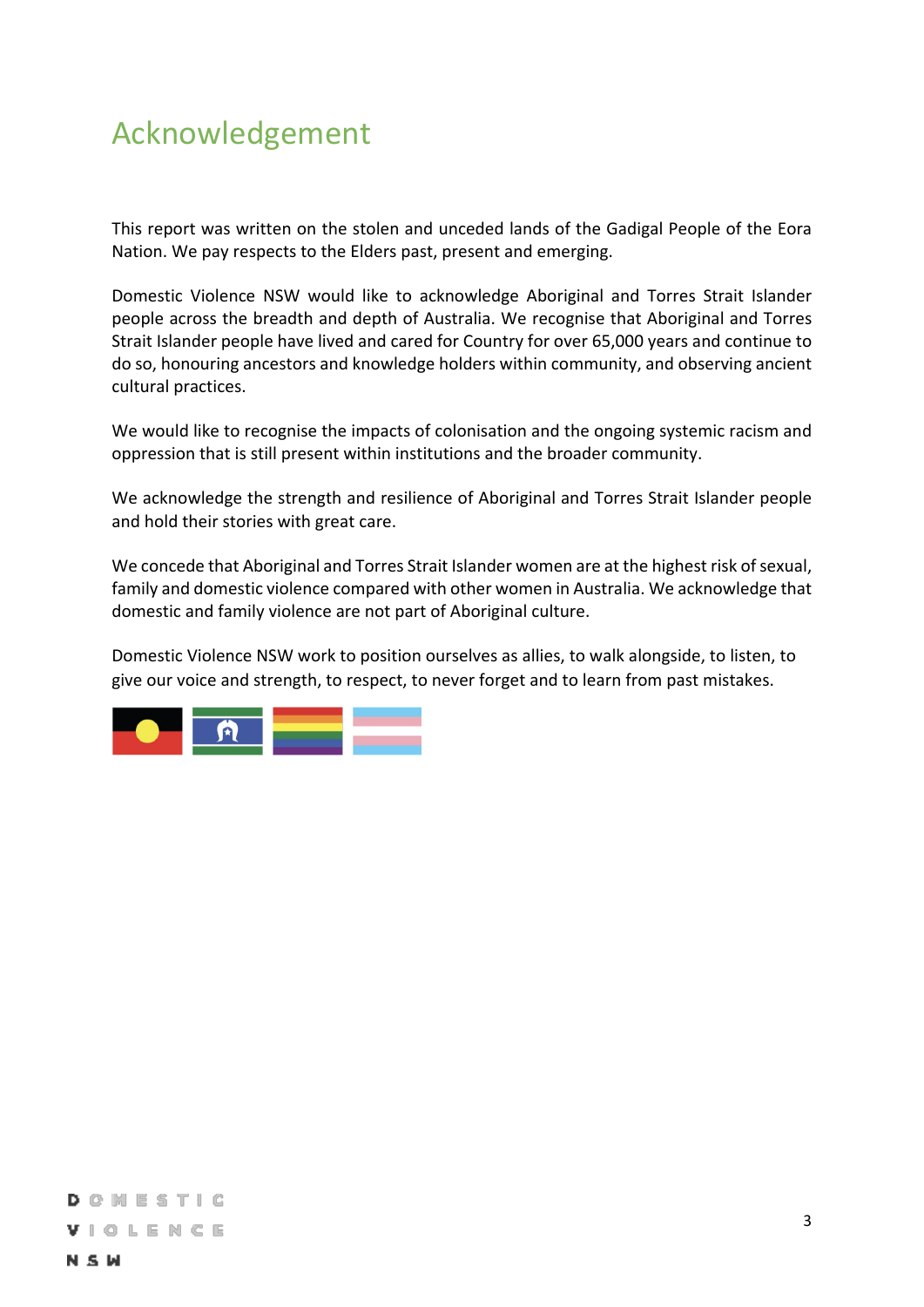# Acknowledgement

This report was written on the stolen and unceded lands of the Gadigal People of the Eora Nation. We pay respects to the Elders past, present and emerging.

Domestic Violence NSW would like to acknowledge Aboriginal and Torres Strait Islander people across the breadth and depth of Australia. We recognise that Aboriginal and Torres Strait Islander people have lived and cared for Country for over 65,000 years and continue to do so, honouring ancestors and knowledge holders within community, and observing ancient cultural practices.

We would like to recognise the impacts of colonisation and the ongoing systemic racism and oppression that is still present within institutions and the broader community.

We acknowledge the strength and resilience of Aboriginal and Torres Strait Islander people and hold their stories with great care.

We concede that Aboriginal and Torres Strait Islander women are at the highest risk of sexual, family and domestic violence compared with other women in Australia. We acknowledge that domestic and family violence are not part of Aboriginal culture.

Domestic Violence NSW work to position ourselves as allies, to walk alongside, to listen, to give our voice and strength, to respect, to never forget and to learn from past mistakes.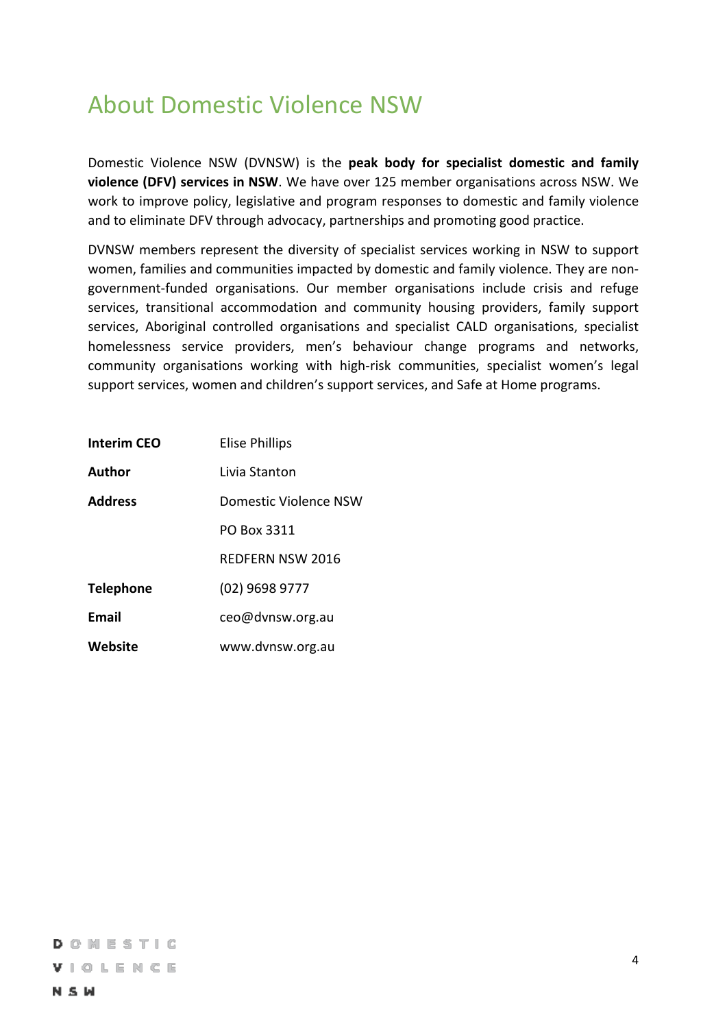# About Domestic Violence NSW

Domestic Violence NSW (DVNSW) is the **peak body for specialist domestic and family violence (DFV) services in NSW**. We have over 125 member organisations across NSW. We work to improve policy, legislative and program responses to domestic and family violence and to eliminate DFV through advocacy, partnerships and promoting good practice.

DVNSW members represent the diversity of specialist services working in NSW to support women, families and communities impacted by domestic and family violence. They are non-government-funded organisations. Our member organisations include crisis and refuge services, transitional accommodation and community housing providers, family support services, Aboriginal controlled organisations and specialist CALD organisations, specialist homelessness service providers, men's behaviour change programs and networks, community organisations working with high-risk communities, specialist women's legal support services, women and children's support services, and Safe at Home programs.

| | |
|---|---|
| **Interim CEO** | Elise Phillips |
| **Author** | Livia Stanton |
| **Address** | Domestic Violence NSW |
| | PO Box 3311 |
| | REDFERN NSW 2016 |
| **Telephone** | (02) 9698 9777 |
| **Email** | ceo@dvnsw.org.au |
| **Website** | www.dvnsw.org.au |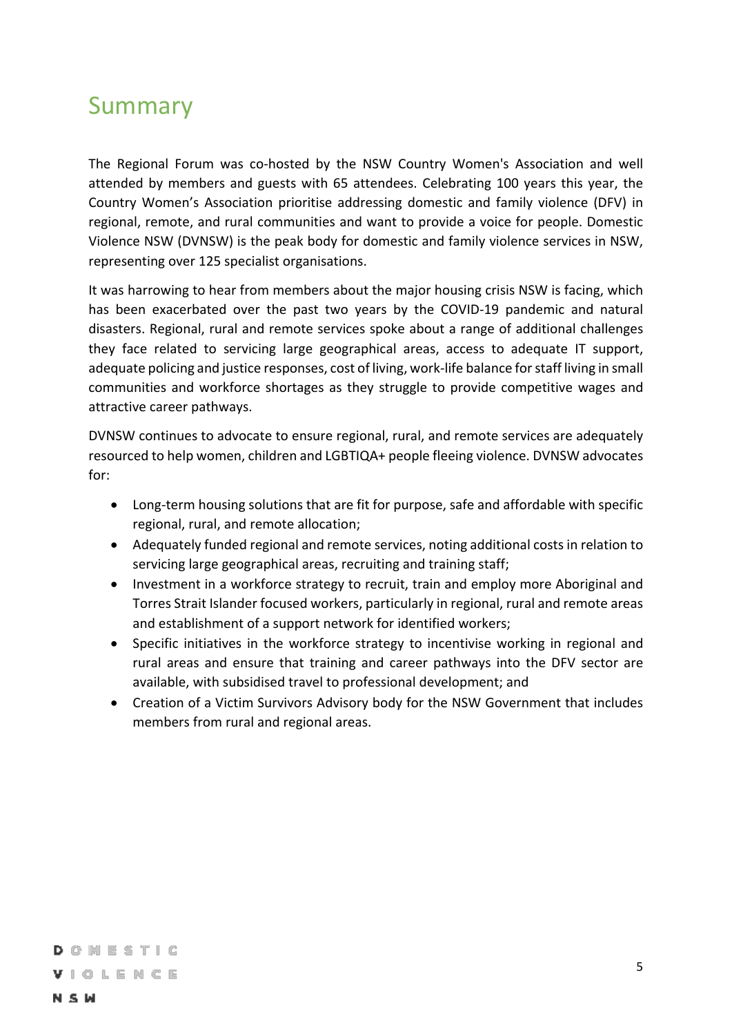# Summary

The Regional Forum was co-hosted by the NSW Country Women's Association and well attended by members and guests with 65 attendees. Celebrating 100 years this year, the Country Women's Association prioritise addressing domestic and family violence (DFV) in regional, remote, and rural communities and want to provide a voice for people. Domestic Violence NSW (DVNSW) is the peak body for domestic and family violence services in NSW, representing over 125 specialist organisations.

It was harrowing to hear from members about the major housing crisis NSW is facing, which has been exacerbated over the past two years by the COVID-19 pandemic and natural disasters. Regional, rural and remote services spoke about a range of additional challenges they face related to servicing large geographical areas, access to adequate IT support, adequate policing and justice responses, cost of living, work-life balance for staff living in small communities and workforce shortages as they struggle to provide competitive wages and attractive career pathways.

DVNSW continues to advocate to ensure regional, rural, and remote services are adequately resourced to help women, children and LGBTIQA+ people fleeing violence. DVNSW advocates for:

- Long-term housing solutions that are fit for purpose, safe and affordable with specific regional, rural, and remote allocation;
- Adequately funded regional and remote services, noting additional costs in relation to servicing large geographical areas, recruiting and training staff;
- Investment in a workforce strategy to recruit, train and employ more Aboriginal and Torres Strait Islander focused workers, particularly in regional, rural and remote areas and establishment of a support network for identified workers;
- Specific initiatives in the workforce strategy to incentivise working in regional and rural areas and ensure that training and career pathways into the DFV sector are available, with subsidised travel to professional development; and
- Creation of a Victim Survivors Advisory body for the NSW Government that includes members from rural and regional areas.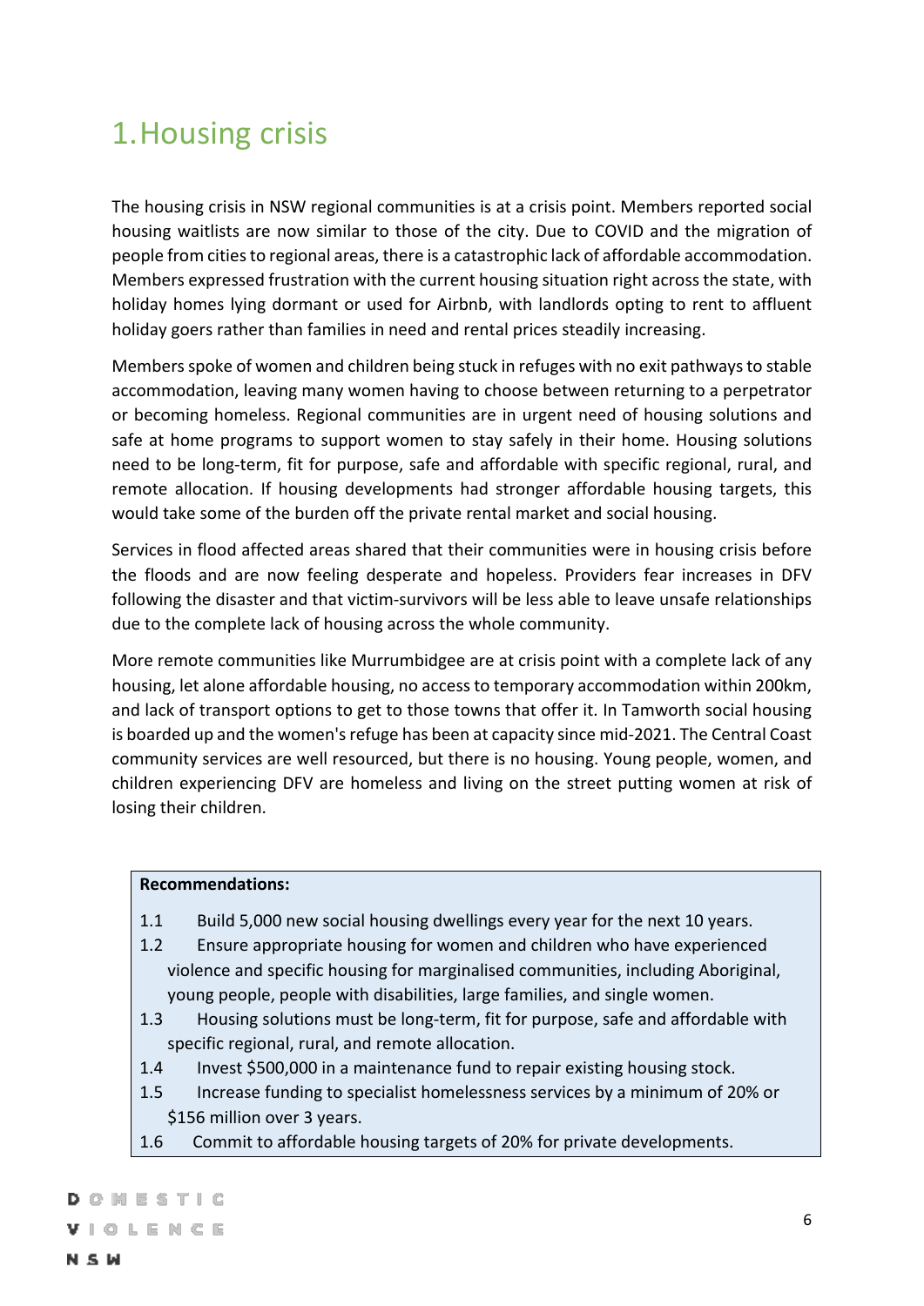# 1. Housing crisis

The housing crisis in NSW regional communities is at a crisis point. Members reported social housing waitlists are now similar to those of the city. Due to COVID and the migration of people from cities to regional areas, there is a catastrophic lack of affordable accommodation. Members expressed frustration with the current housing situation right across the state, with holiday homes lying dormant or used for Airbnb, with landlords opting to rent to affluent holiday goers rather than families in need and rental prices steadily increasing.

Members spoke of women and children being stuck in refuges with no exit pathways to stable accommodation, leaving many women having to choose between returning to a perpetrator or becoming homeless. Regional communities are in urgent need of housing solutions and safe at home programs to support women to stay safely in their home. Housing solutions need to be long-term, fit for purpose, safe and affordable with specific regional, rural, and remote allocation. If housing developments had stronger affordable housing targets, this would take some of the burden off the private rental market and social housing.

Services in flood affected areas shared that their communities were in housing crisis before the floods and are now feeling desperate and hopeless. Providers fear increases in DFV following the disaster and that victim-survivors will be less able to leave unsafe relationships due to the complete lack of housing across the whole community.

More remote communities like Murrumbidgee are at crisis point with a complete lack of any housing, let alone affordable housing, no access to temporary accommodation within 200km, and lack of transport options to get to those towns that offer it. In Tamworth social housing is boarded up and the women's refuge has been at capacity since mid-2021. The Central Coast community services are well resourced, but there is no housing. Young people, women, and children experiencing DFV are homeless and living on the street putting women at risk of losing their children.

**Recommendations:**

1.1 Build 5,000 new social housing dwellings every year for the next 10 years.

1.2 Ensure appropriate housing for women and children who have experienced violence and specific housing for marginalised communities, including Aboriginal, young people, people with disabilities, large families, and single women.

1.3 Housing solutions must be long-term, fit for purpose, safe and affordable with specific regional, rural, and remote allocation.

1.4 Invest $500,000 in a maintenance fund to repair existing housing stock.

1.5 Increase funding to specialist homelessness services by a minimum of 20% or $156 million over 3 years.

1.6 Commit to affordable housing targets of 20% for private developments.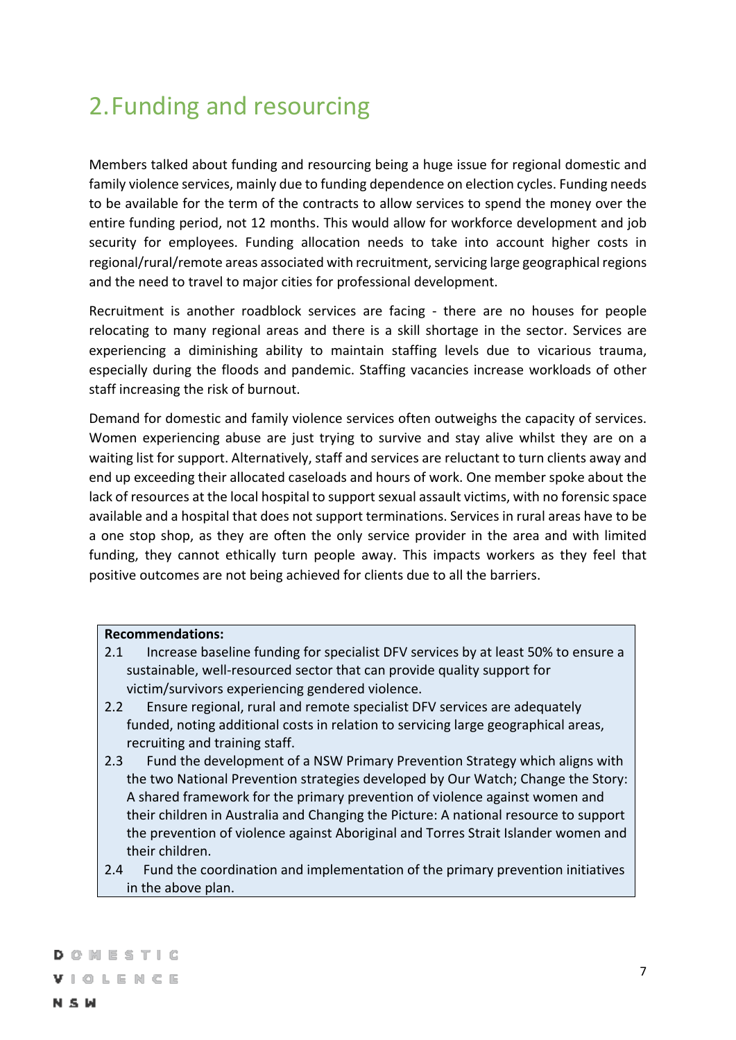## 2. Funding and resourcing

Members talked about funding and resourcing being a huge issue for regional domestic and family violence services, mainly due to funding dependence on election cycles. Funding needs to be available for the term of the contracts to allow services to spend the money over the entire funding period, not 12 months. This would allow for workforce development and job security for employees. Funding allocation needs to take into account higher costs in regional/rural/remote areas associated with recruitment, servicing large geographical regions and the need to travel to major cities for professional development.

Recruitment is another roadblock services are facing - there are no houses for people relocating to many regional areas and there is a skill shortage in the sector. Services are experiencing a diminishing ability to maintain staffing levels due to vicarious trauma, especially during the floods and pandemic. Staffing vacancies increase workloads of other staff increasing the risk of burnout.

Demand for domestic and family violence services often outweighs the capacity of services. Women experiencing abuse are just trying to survive and stay alive whilst they are on a waiting list for support. Alternatively, staff and services are reluctant to turn clients away and end up exceeding their allocated caseloads and hours of work. One member spoke about the lack of resources at the local hospital to support sexual assault victims, with no forensic space available and a hospital that does not support terminations. Services in rural areas have to be a one stop shop, as they are often the only service provider in the area and with limited funding, they cannot ethically turn people away. This impacts workers as they feel that positive outcomes are not being achieved for clients due to all the barriers.

**Recommendations:**

2.1 Increase baseline funding for specialist DFV services by at least 50% to ensure a sustainable, well-resourced sector that can provide quality support for victim/survivors experiencing gendered violence.

2.2 Ensure regional, rural and remote specialist DFV services are adequately funded, noting additional costs in relation to servicing large geographical areas, recruiting and training staff.

2.3 Fund the development of a NSW Primary Prevention Strategy which aligns with the two National Prevention strategies developed by Our Watch; Change the Story: A shared framework for the primary prevention of violence against women and their children in Australia and Changing the Picture: A national resource to support the prevention of violence against Aboriginal and Torres Strait Islander women and their children.

2.4 Fund the coordination and implementation of the primary prevention initiatives in the above plan.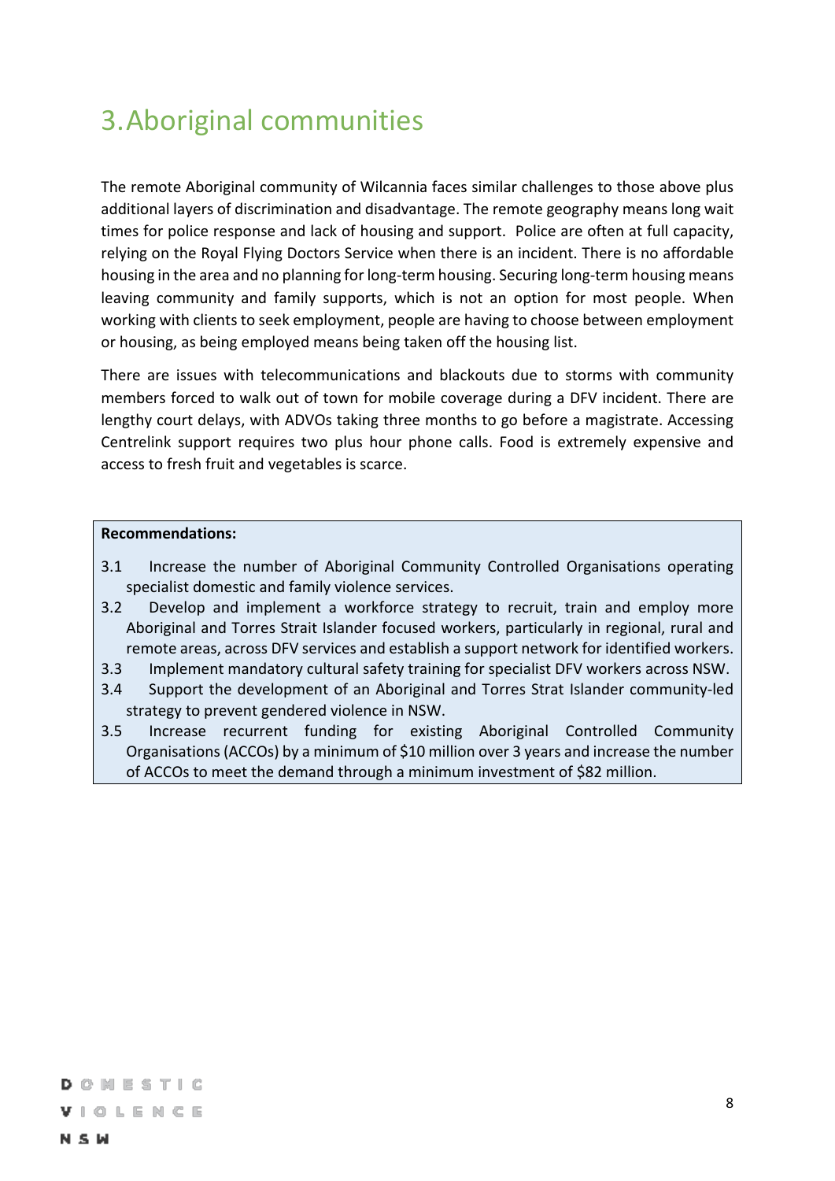# 3. Aboriginal communities

The remote Aboriginal community of Wilcannia faces similar challenges to those above plus additional layers of discrimination and disadvantage. The remote geography means long wait times for police response and lack of housing and support. Police are often at full capacity, relying on the Royal Flying Doctors Service when there is an incident. There is no affordable housing in the area and no planning for long-term housing. Securing long-term housing means leaving community and family supports, which is not an option for most people. When working with clients to seek employment, people are having to choose between employment or housing, as being employed means being taken off the housing list.

There are issues with telecommunications and blackouts due to storms with community members forced to walk out of town for mobile coverage during a DFV incident. There are lengthy court delays, with ADVOs taking three months to go before a magistrate. Accessing Centrelink support requires two plus hour phone calls. Food is extremely expensive and access to fresh fruit and vegetables is scarce.

**Recommendations:**

3.1 Increase the number of Aboriginal Community Controlled Organisations operating specialist domestic and family violence services.

3.2 Develop and implement a workforce strategy to recruit, train and employ more Aboriginal and Torres Strait Islander focused workers, particularly in regional, rural and remote areas, across DFV services and establish a support network for identified workers.

3.3 Implement mandatory cultural safety training for specialist DFV workers across NSW.

3.4 Support the development of an Aboriginal and Torres Strat Islander community-led strategy to prevent gendered violence in NSW.

3.5 Increase recurrent funding for existing Aboriginal Controlled Community Organisations (ACCOs) by a minimum of $10 million over 3 years and increase the number of ACCOs to meet the demand through a minimum investment of $82 million.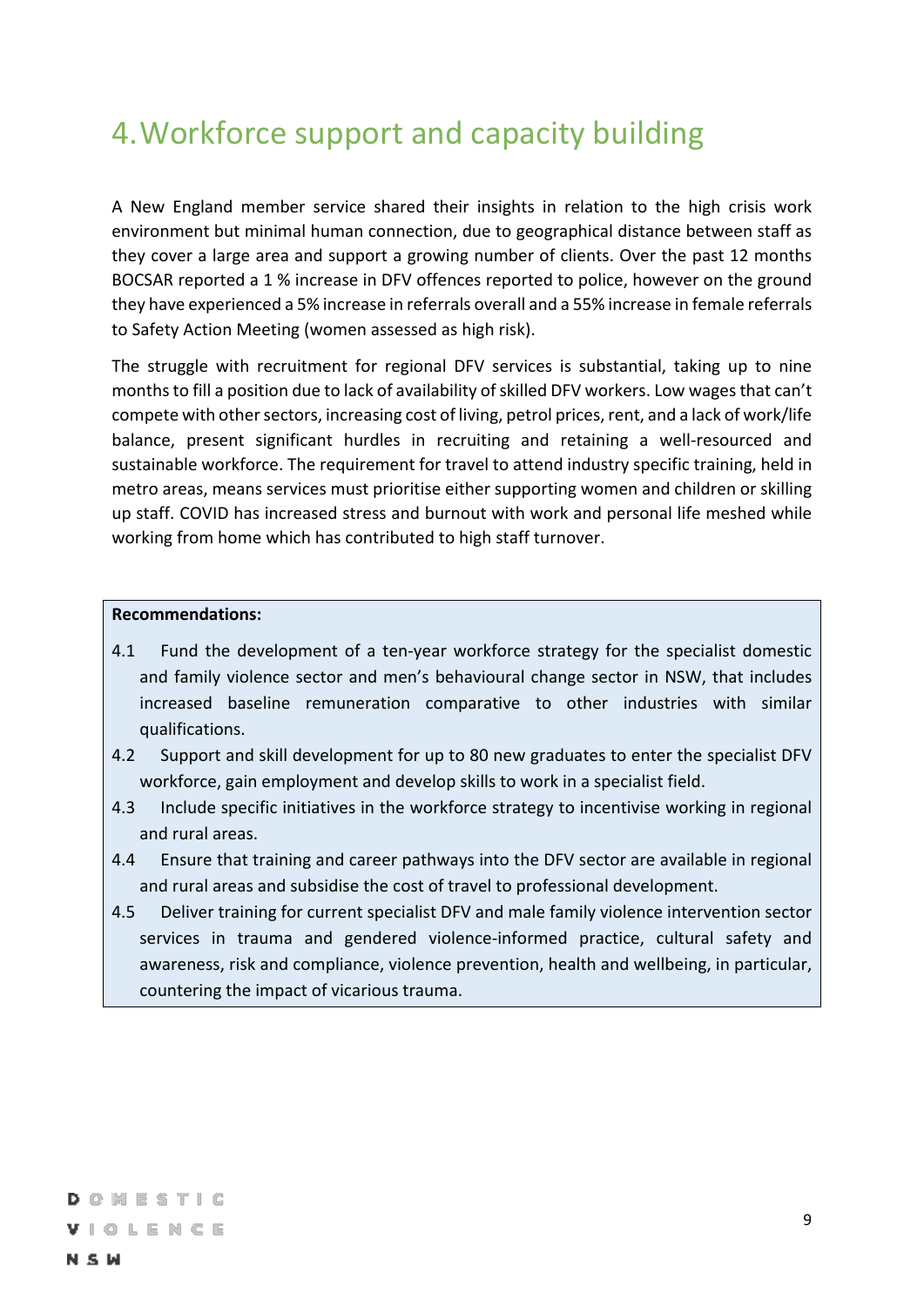# 4. Workforce support and capacity building

A New England member service shared their insights in relation to the high crisis work environment but minimal human connection, due to geographical distance between staff as they cover a large area and support a growing number of clients. Over the past 12 months BOCSAR reported a 1 % increase in DFV offences reported to police, however on the ground they have experienced a 5% increase in referrals overall and a 55% increase in female referrals to Safety Action Meeting (women assessed as high risk).

The struggle with recruitment for regional DFV services is substantial, taking up to nine months to fill a position due to lack of availability of skilled DFV workers. Low wages that can't compete with other sectors, increasing cost of living, petrol prices, rent, and a lack of work/life balance, present significant hurdles in recruiting and retaining a well-resourced and sustainable workforce. The requirement for travel to attend industry specific training, held in metro areas, means services must prioritise either supporting women and children or skilling up staff. COVID has increased stress and burnout with work and personal life meshed while working from home which has contributed to high staff turnover.

**Recommendations:**

4.1 Fund the development of a ten-year workforce strategy for the specialist domestic and family violence sector and men's behavioural change sector in NSW, that includes increased baseline remuneration comparative to other industries with similar qualifications.

4.2 Support and skill development for up to 80 new graduates to enter the specialist DFV workforce, gain employment and develop skills to work in a specialist field.

4.3 Include specific initiatives in the workforce strategy to incentivise working in regional and rural areas.

4.4 Ensure that training and career pathways into the DFV sector are available in regional and rural areas and subsidise the cost of travel to professional development.

4.5 Deliver training for current specialist DFV and male family violence intervention sector services in trauma and gendered violence-informed practice, cultural safety and awareness, risk and compliance, violence prevention, health and wellbeing, in particular, countering the impact of vicarious trauma.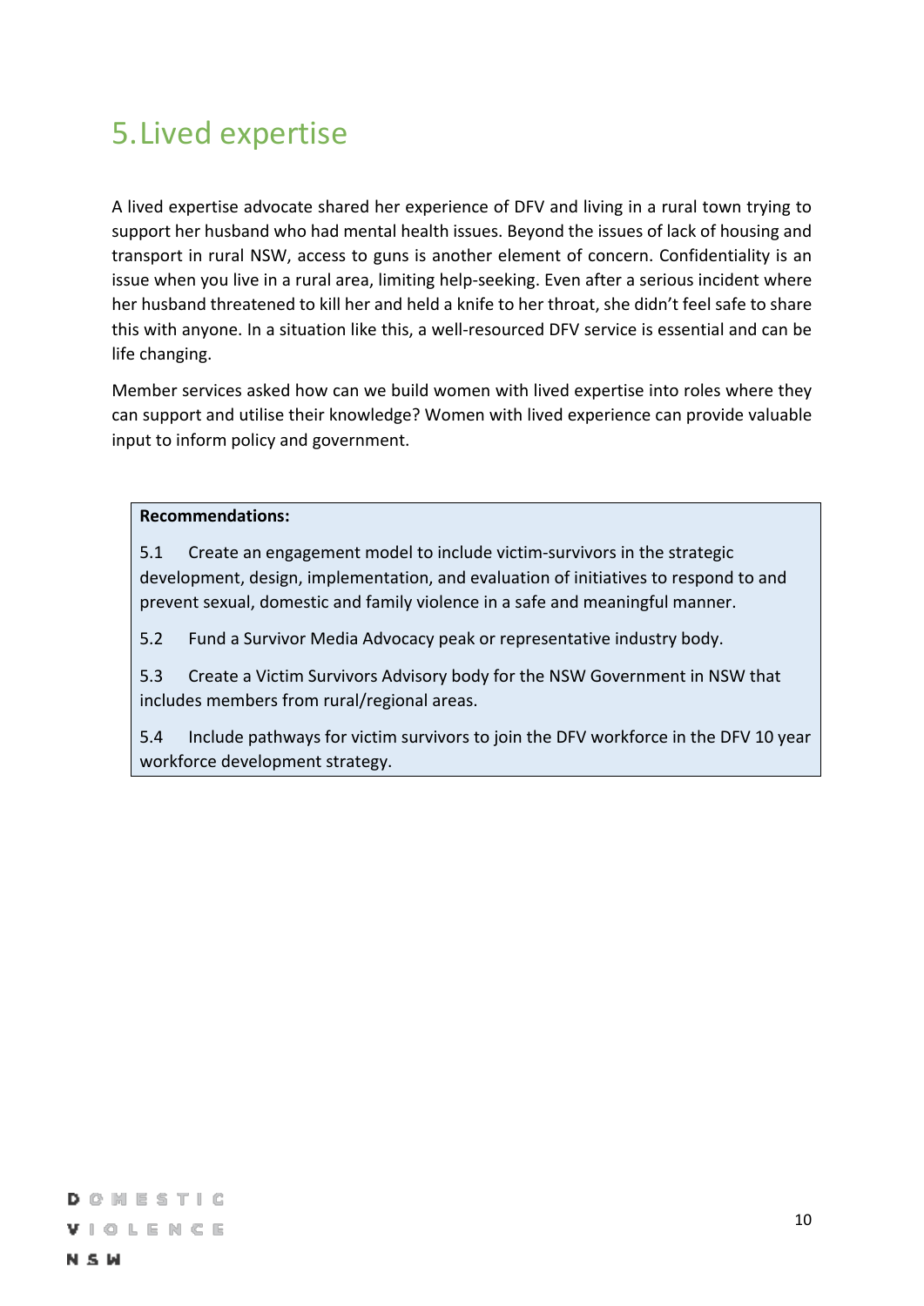# 5. Lived expertise

A lived expertise advocate shared her experience of DFV and living in a rural town trying to support her husband who had mental health issues. Beyond the issues of lack of housing and transport in rural NSW, access to guns is another element of concern. Confidentiality is an issue when you live in a rural area, limiting help-seeking. Even after a serious incident where her husband threatened to kill her and held a knife to her throat, she didn't feel safe to share this with anyone. In a situation like this, a well-resourced DFV service is essential and can be life changing.

Member services asked how can we build women with lived expertise into roles where they can support and utilise their knowledge? Women with lived experience can provide valuable input to inform policy and government.

**Recommendations:**

5.1 Create an engagement model to include victim-survivors in the strategic development, design, implementation, and evaluation of initiatives to respond to and prevent sexual, domestic and family violence in a safe and meaningful manner.

5.2 Fund a Survivor Media Advocacy peak or representative industry body.

5.3 Create a Victim Survivors Advisory body for the NSW Government in NSW that includes members from rural/regional areas.

5.4 Include pathways for victim survivors to join the DFV workforce in the DFV 10 year workforce development strategy.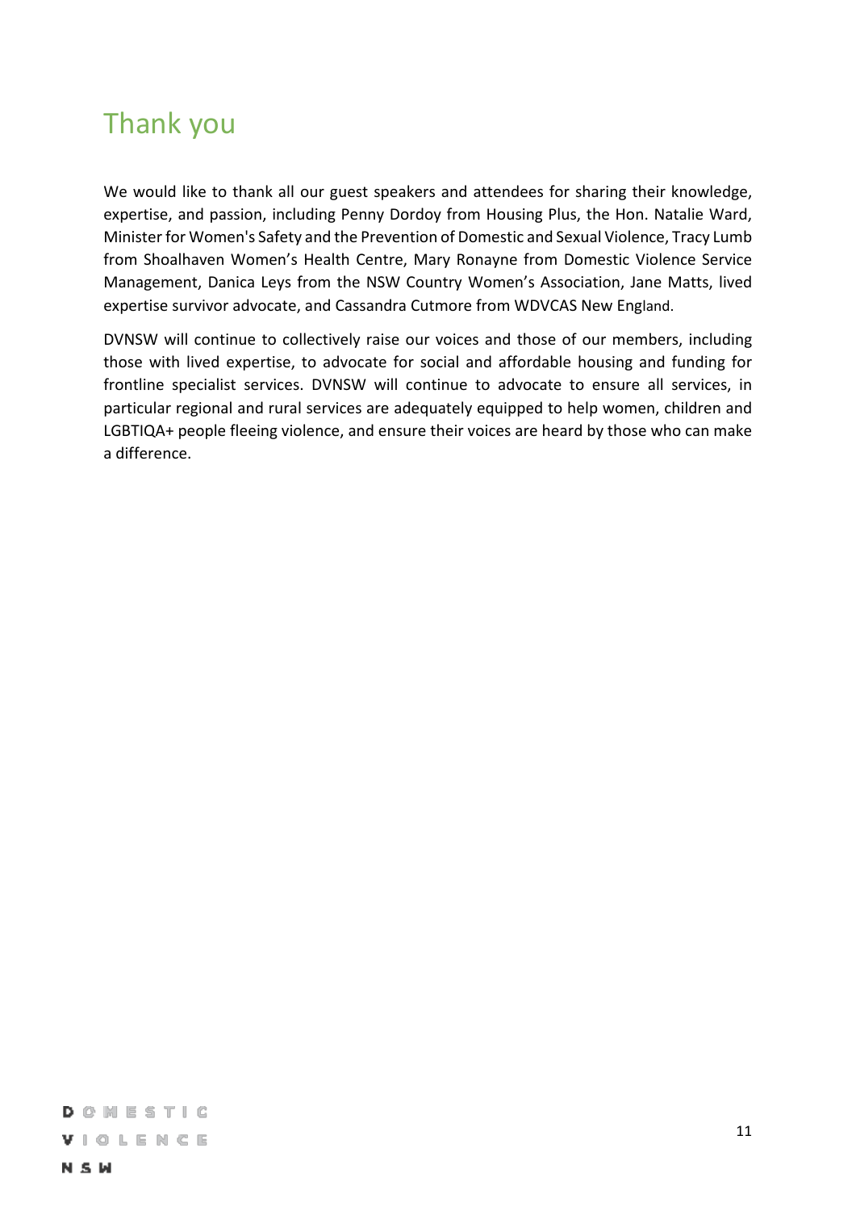# Thank you

We would like to thank all our guest speakers and attendees for sharing their knowledge, expertise, and passion, including Penny Dordoy from Housing Plus, the Hon. Natalie Ward, Minister for Women's Safety and the Prevention of Domestic and Sexual Violence, Tracy Lumb from Shoalhaven Women's Health Centre, Mary Ronayne from Domestic Violence Service Management, Danica Leys from the NSW Country Women's Association, Jane Matts, lived expertise survivor advocate, and Cassandra Cutmore from WDVCAS New England.

DVNSW will continue to collectively raise our voices and those of our members, including those with lived expertise, to advocate for social and affordable housing and funding for frontline specialist services. DVNSW will continue to advocate to ensure all services, in particular regional and rural services are adequately equipped to help women, children and LGBTIQA+ people fleeing violence, and ensure their voices are heard by those who can make a difference.